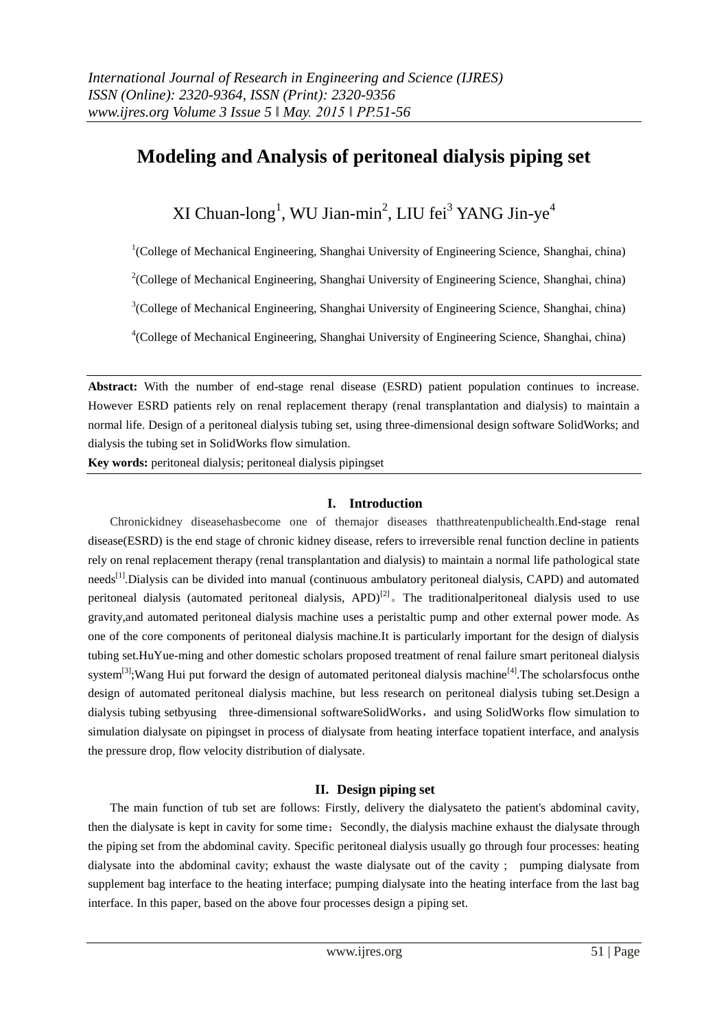# Modeling and Analysis of peritoneal dialysis piping set

XI Chuan-long[1], WU Jian-min[2], LIU fei[3] YANG Jin-ye[4]

[1](College of Mechanical Engineering, Shanghai University of Engineering Science, Shanghai, china)

[2](College of Mechanical Engineering, Shanghai University of Engineering Science, Shanghai, china)

[3](College of Mechanical Engineering, Shanghai University of Engineering Science, Shanghai, china)

[4](College of Mechanical Engineering, Shanghai University of Engineering Science, Shanghai, china)

**Abstract:** With the number of end-stage renal disease (ESRD) patient population continues to increase. However ESRD patients rely on renal replacement therapy (renal transplantation and dialysis) to maintain a normal life. Design of a peritoneal dialysis tubing set, using three-dimensional design software SolidWorks; and dialysis the tubing set in SolidWorks flow simulation.

**Key words:** peritoneal dialysis; peritoneal dialysis pipingset

## I. Introduction

Chronickidney diseasehasbecome one of themajor diseases thatthreatenpublichealth.End-stage renal disease(ESRD) is the end stage of chronic kidney disease, refers to irreversible renal function decline in patients rely on renal replacement therapy (renal transplantation and dialysis) to maintain a normal life pathological state needs[1].Dialysis can be divided into manual (continuous ambulatory peritoneal dialysis, CAPD) and automated peritoneal dialysis (automated peritoneal dialysis, APD)[2]。The traditionalperitoneal dialysis used to use gravity,and automated peritoneal dialysis machine uses a peristaltic pump and other external power mode. As one of the core components of peritoneal dialysis machine.It is particularly important for the design of dialysis tubing set.HuYue-ming and other domestic scholars proposed treatment of renal failure smart peritoneal dialysis system[3];Wang Hui put forward the design of automated peritoneal dialysis machine[4].The scholarsfocus onthe design of automated peritoneal dialysis machine, but less research on peritoneal dialysis tubing set.Design a dialysis tubing setbyusing three-dimensional softwareSolidWorks，and using SolidWorks flow simulation to simulation dialysate on pipingset in process of dialysate from heating interface topatient interface, and analysis the pressure drop, flow velocity distribution of dialysate.

## II. Design piping set

The main function of tub set are follows: Firstly, delivery the dialysateto the patient's abdominal cavity, then the dialysate is kept in cavity for some time；Secondly, the dialysis machine exhaust the dialysate through the piping set from the abdominal cavity. Specific peritoneal dialysis usually go through four processes: heating dialysate into the abdominal cavity; exhaust the waste dialysate out of the cavity ; pumping dialysate from supplement bag interface to the heating interface; pumping dialysate into the heating interface from the last bag interface. In this paper, based on the above four processes design a piping set.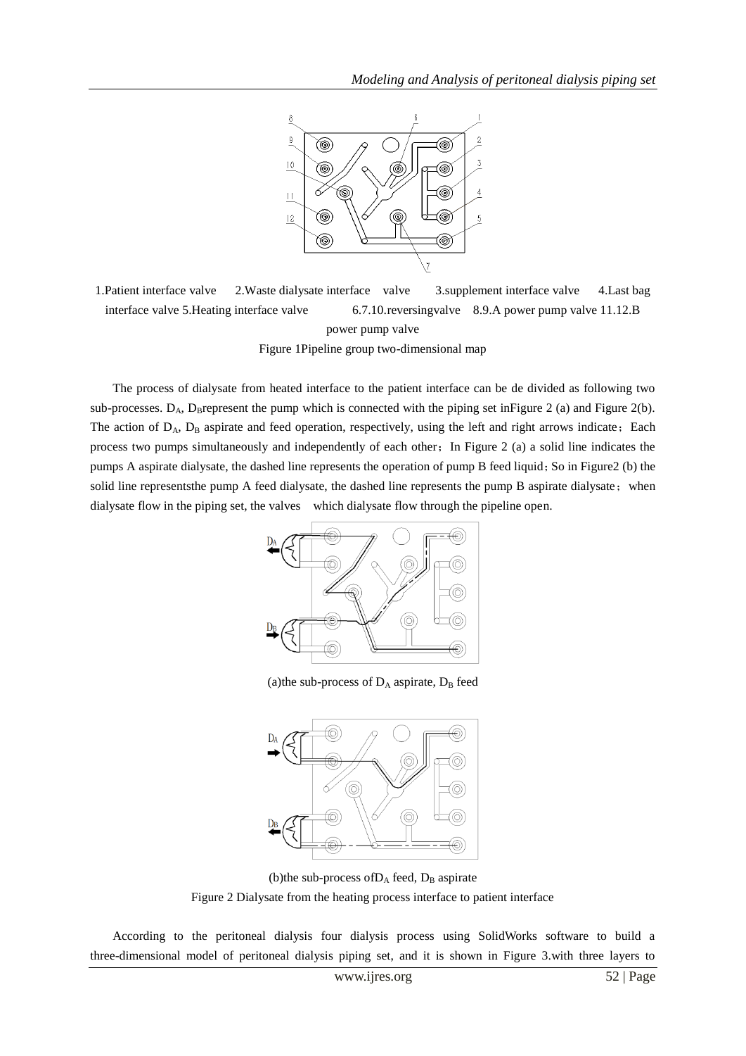1.Patient interface valve 2.Waste dialysate interface valve 3.supplement interface valve 4.Last bag interface valve 5.Heating interface valve 6.7.10.reversingvalve 8.9.A power pump valve 11.12.B power pump valve

Figure 1Pipeline group two-dimensional map

The process of dialysate from heated interface to the patient interface can be de divided as following two sub-processes. $D_A$, $D_B$represent the pump which is connected with the piping set inFigure 2 (a) and Figure 2(b). The action of $D_A$, $D_B$ aspirate and feed operation, respectively, using the left and right arrows indicate；Each process two pumps simultaneously and independently of each other；In Figure 2 (a) a solid line indicates the pumps A aspirate dialysate, the dashed line represents the operation of pump B feed liquid；So in Figure2 (b) the solid line representsthe pump A feed dialysate, the dashed line represents the pump B aspirate dialysate； when dialysate flow in the piping set, the valves which dialysate flow through the pipeline open.

(a)the sub-process of $D_A$ aspirate, $D_B$ feed

(b)the sub-process of$D_A$ feed, $D_B$ aspirate

Figure 2 Dialysate from the heating process interface to patient interface

According to the peritoneal dialysis four dialysis process using SolidWorks software to build a three-dimensional model of peritoneal dialysis piping set, and it is shown in Figure 3.with three layers to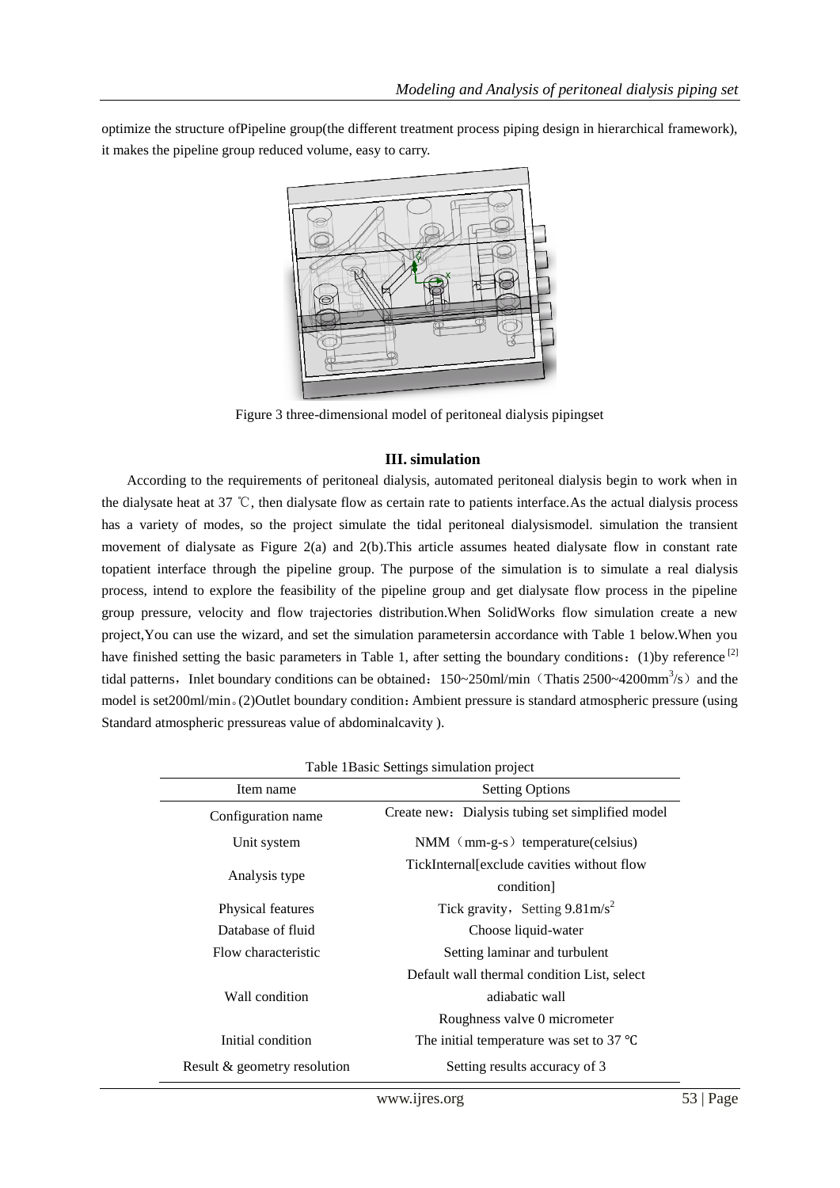optimize the structure ofPipeline group(the different treatment process piping design in hierarchical framework), it makes the pipeline group reduced volume, easy to carry.

Figure 3 three-dimensional model of peritoneal dialysis pipingset

## III. simulation

According to the requirements of peritoneal dialysis, automated peritoneal dialysis begin to work when in the dialysate heat at 37 ℃, then dialysate flow as certain rate to patients interface.As the actual dialysis process has a variety of modes, so the project simulate the tidal peritoneal dialysismodel. simulation the transient movement of dialysate as Figure 2(a) and 2(b).This article assumes heated dialysate flow in constant rate topatient interface through the pipeline group. The purpose of the simulation is to simulate a real dialysis process, intend to explore the feasibility of the pipeline group and get dialysate flow process in the pipeline group pressure, velocity and flow trajectories distribution.When SolidWorks flow simulation create a new project,You can use the wizard, and set the simulation parametersin accordance with Table 1 below.When you have finished setting the basic parameters in Table 1, after setting the boundary conditions：(1)by reference [2] tidal patterns，Inlet boundary conditions can be obtained：150~250ml/min（Thatis 2500~4200mm$^3$/s）and the model is set200ml/min。(2)Outlet boundary condition：Ambient pressure is standard atmospheric pressure (using Standard atmospheric pressureas value of abdominalcavity ).

Table 1Basic Settings simulation project

| Item name | Setting Options |
|---|---|
| Configuration name | Create new：Dialysis tubing set simplified model |
| Unit system | NMM（mm-g-s）temperature(celsius) |
| Analysis type | TickInternal[exclude cavities without flow condition] |
| Physical features | Tick gravity，Setting 9.81m/s$^2$ |
| Database of fluid | Choose liquid-water |
| Flow characteristic | Setting laminar and turbulent |
| Wall condition | Default wall thermal condition List, select adiabatic wall<br>Roughness valve 0 micrometer |
| Initial condition | The initial temperature was set to 37 ℃ |
| Result & geometry resolution | Setting results accuracy of 3 |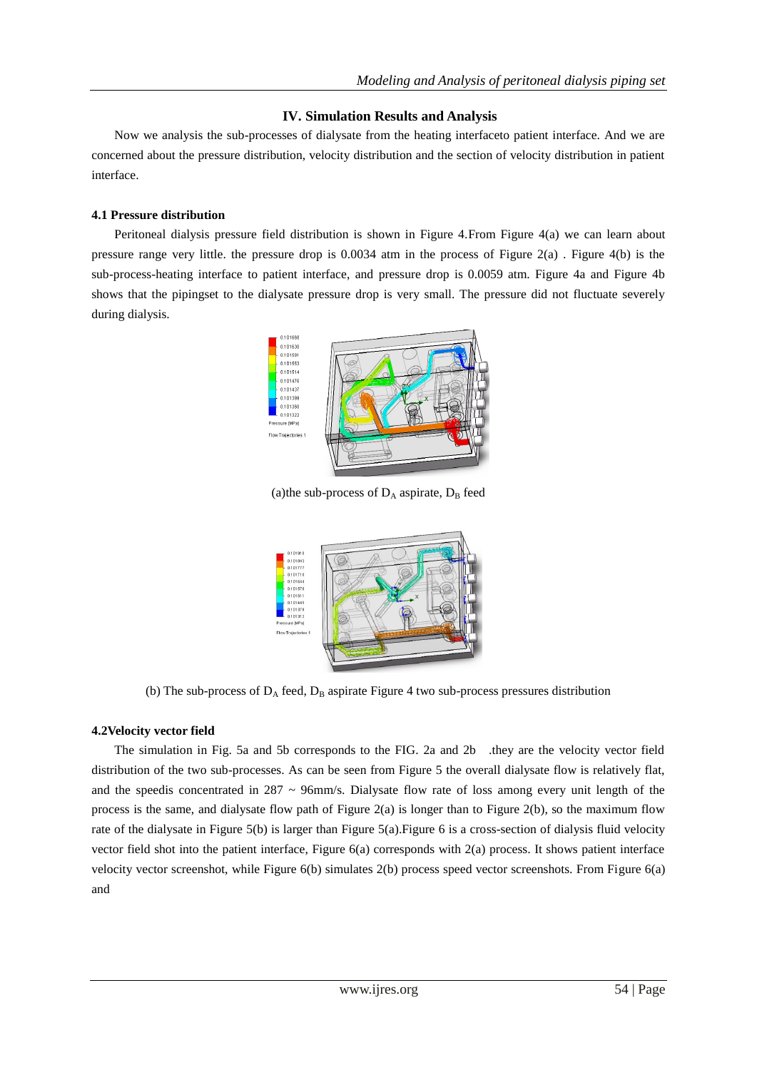## IV. Simulation Results and Analysis

Now we analysis the sub-processes of dialysate from the heating interfaceto patient interface. And we are concerned about the pressure distribution, velocity distribution and the section of velocity distribution in patient interface.

### 4.1 Pressure distribution

Peritoneal dialysis pressure field distribution is shown in Figure 4.From Figure 4(a) we can learn about pressure range very little. the pressure drop is 0.0034 atm in the process of Figure 2(a) . Figure 4(b) is the sub-process-heating interface to patient interface, and pressure drop is 0.0059 atm. Figure 4a and Figure 4b shows that the pipingset to the dialysate pressure drop is very small. The pressure did not fluctuate severely during dialysis.

(a)the sub-process of $D_A$ aspirate, $D_B$ feed

(b) The sub-process of $D_A$ feed, $D_B$ aspirate Figure 4 two sub-process pressures distribution

### 4.2Velocity vector field

The simulation in Fig. 5a and 5b corresponds to the FIG. 2a and 2b .they are the velocity vector field distribution of the two sub-processes. As can be seen from Figure 5 the overall dialysate flow is relatively flat, and the speedis concentrated in 287 ~ 96mm/s. Dialysate flow rate of loss among every unit length of the process is the same, and dialysate flow path of Figure 2(a) is longer than to Figure 2(b), so the maximum flow rate of the dialysate in Figure 5(b) is larger than Figure 5(a).Figure 6 is a cross-section of dialysis fluid velocity vector field shot into the patient interface, Figure 6(a) corresponds with 2(a) process. It shows patient interface velocity vector screenshot, while Figure 6(b) simulates 2(b) process speed vector screenshots. From Figure 6(a) and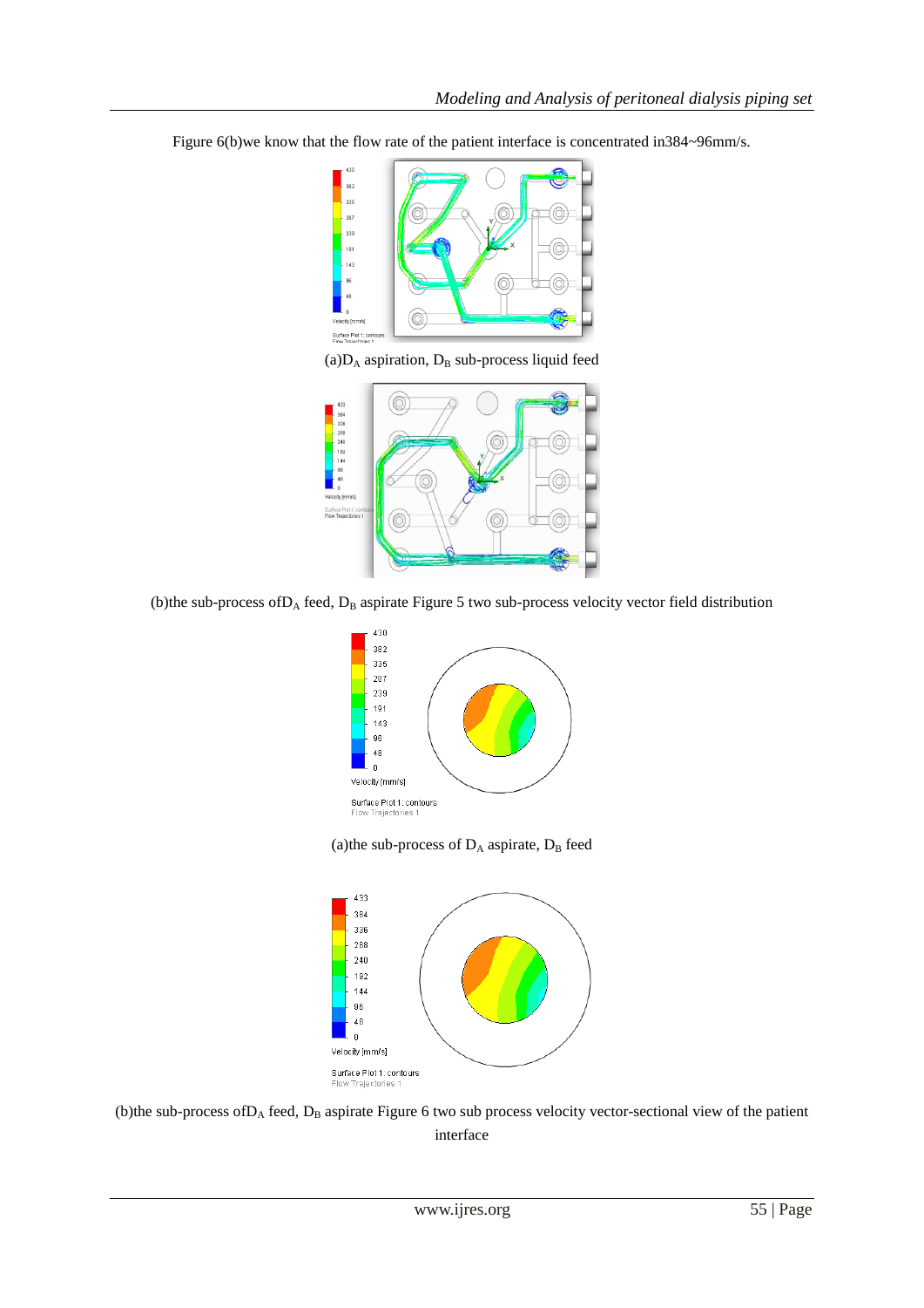Figure 6(b)we know that the flow rate of the patient interface is concentrated in384~96mm/s.

(a)$D_A$ aspiration, $D_B$ sub-process liquid feed

(b)the sub-process of$D_A$ feed, $D_B$ aspirate Figure 5 two sub-process velocity vector field distribution

(a)the sub-process of $D_A$ aspirate, $D_B$ feed

(b)the sub-process of$D_A$ feed, $D_B$ aspirate Figure 6 two sub process velocity vector-sectional view of the patient interface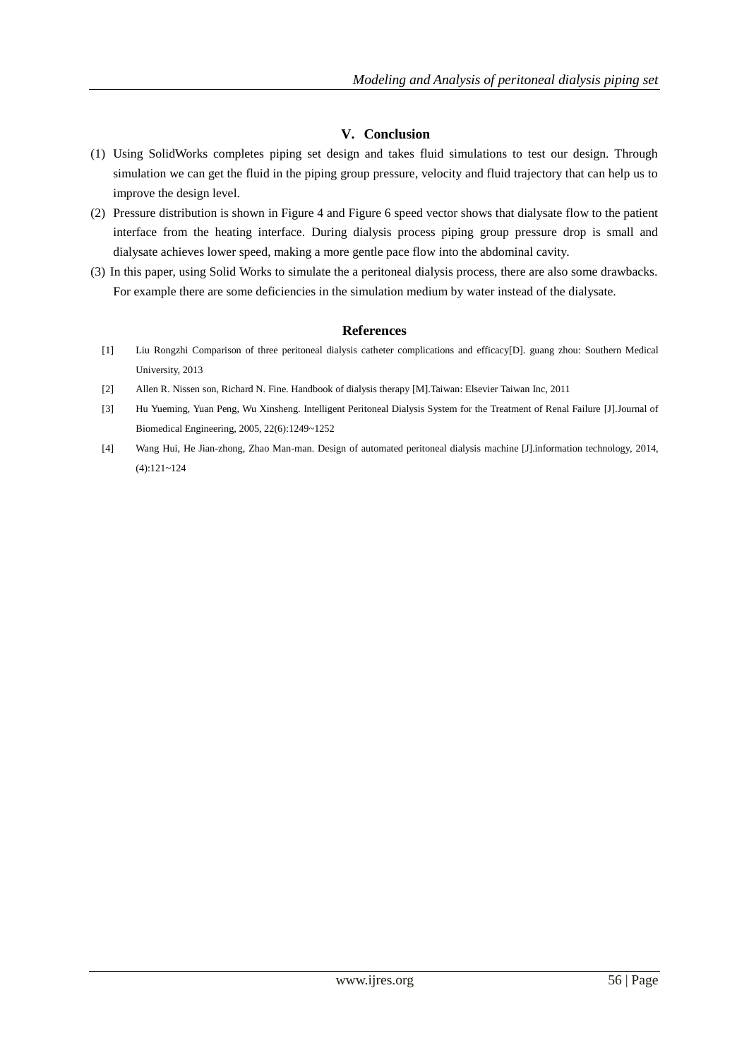## V. Conclusion

(1) Using SolidWorks completes piping set design and takes fluid simulations to test our design. Through simulation we can get the fluid in the piping group pressure, velocity and fluid trajectory that can help us to improve the design level.

(2) Pressure distribution is shown in Figure 4 and Figure 6 speed vector shows that dialysate flow to the patient interface from the heating interface. During dialysis process piping group pressure drop is small and dialysate achieves lower speed, making a more gentle pace flow into the abdominal cavity.

(3) In this paper, using Solid Works to simulate the a peritoneal dialysis process, there are also some drawbacks. For example there are some deficiencies in the simulation medium by water instead of the dialysate.

## References

[1] Liu Rongzhi Comparison of three peritoneal dialysis catheter complications and efficacy[D]. guang zhou: Southern Medical University, 2013

[2] Allen R. Nissen son, Richard N. Fine. Handbook of dialysis therapy [M].Taiwan: Elsevier Taiwan Inc, 2011

[3] Hu Yueming, Yuan Peng, Wu Xinsheng. Intelligent Peritoneal Dialysis System for the Treatment of Renal Failure [J].Journal of Biomedical Engineering, 2005, 22(6):1249~1252

[4] Wang Hui, He Jian-zhong, Zhao Man-man. Design of automated peritoneal dialysis machine [J].information technology, 2014, (4):121~124